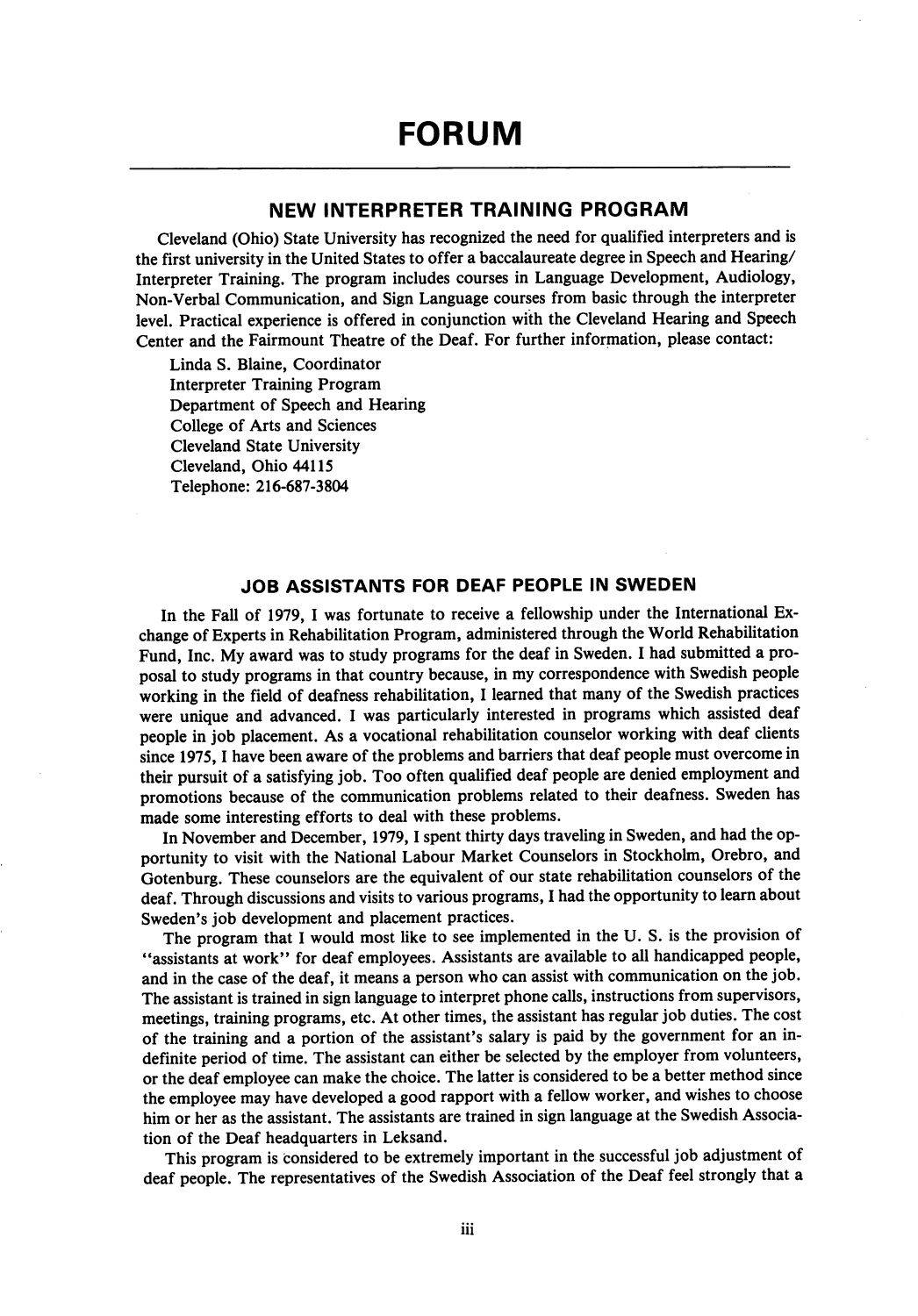# FORUM

## NEW INTERPRETER TRAINING PROGRAM

Cleveland (Ohio) State University has recognized the need for qualified interpreters and is the first university in the United States to offer a baccalaureate degree in Speech and Hearing/Interpreter Training. The program includes courses in Language Development, Audiology, Non-Verbal Communication, and Sign Language courses from basic through the interpreter level. Practical experience is offered in conjunction with the Cleveland Hearing and Speech Center and the Fairmount Theatre of the Deaf. For further information, please contact:

Linda S. Blaine, Coordinator
Interpreter Training Program
Department of Speech and Hearing
College of Arts and Sciences
Cleveland State University
Cleveland, Ohio 44115
Telephone: 216-687-3804

## JOB ASSISTANTS FOR DEAF PEOPLE IN SWEDEN

In the Fall of 1979, I was fortunate to receive a fellowship under the International Exchange of Experts in Rehabilitation Program, administered through the World Rehabilitation Fund, Inc. My award was to study programs for the deaf in Sweden. I had submitted a proposal to study programs in that country because, in my correspondence with Swedish people working in the field of deafness rehabilitation, I learned that many of the Swedish practices were unique and advanced. I was particularly interested in programs which assisted deaf people in job placement. As a vocational rehabilitation counselor working with deaf clients since 1975, I have been aware of the problems and barriers that deaf people must overcome in their pursuit of a satisfying job. Too often qualified deaf people are denied employment and promotions because of the communication problems related to their deafness. Sweden has made some interesting efforts to deal with these problems.

In November and December, 1979, I spent thirty days traveling in Sweden, and had the opportunity to visit with the National Labour Market Counselors in Stockholm, Orebro, and Gotenburg. These counselors are the equivalent of our state rehabilitation counselors of the deaf. Through discussions and visits to various programs, I had the opportunity to learn about Sweden's job development and placement practices.

The program that I would most like to see implemented in the U. S. is the provision of "assistants at work" for deaf employees. Assistants are available to all handicapped people, and in the case of the deaf, it means a person who can assist with communication on the job. The assistant is trained in sign language to interpret phone calls, instructions from supervisors, meetings, training programs, etc. At other times, the assistant has regular job duties. The cost of the training and a portion of the assistant's salary is paid by the government for an indefinite period of time. The assistant can either be selected by the employer from volunteers, or the deaf employee can make the choice. The latter is considered to be a better method since the employee may have developed a good rapport with a fellow worker, and wishes to choose him or her as the assistant. The assistants are trained in sign language at the Swedish Association of the Deaf headquarters in Leksand.

This program is considered to be extremely important in the successful job adjustment of deaf people. The representatives of the Swedish Association of the Deaf feel strongly that a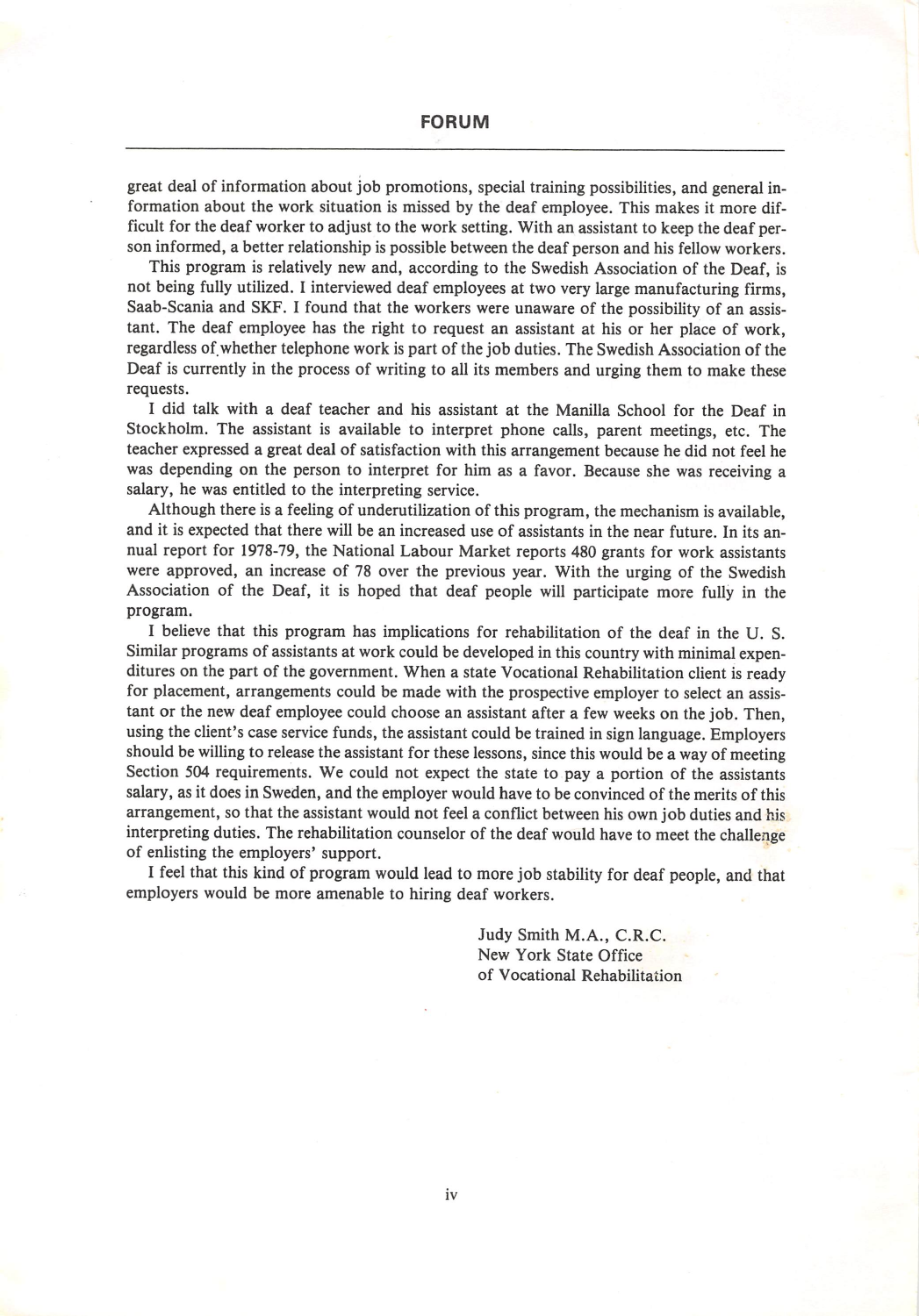great deal of information about job promotions, special training possibilities, and general information about the work situation is missed by the deaf employee. This makes it more difficult for the deaf worker to adjust to the work setting. With an assistant to keep the deaf person informed, a better relationship is possible between the deaf person and his fellow workers.

This program is relatively new and, according to the Swedish Association of the Deaf, is not being fully utilized. I interviewed deaf employees at two very large manufacturing firms, Saab-Scania and SKF. I found that the workers were unaware of the possibility of an assistant. The deaf employee has the right to request an assistant at his or her place of work, regardless of whether telephone work is part of the job duties. The Swedish Association of the Deaf is currently in the process of writing to all its members and urging them to make these requests.

I did talk with a deaf teacher and his assistant at the Manilla School for the Deaf in Stockholm. The assistant is available to interpret phone calls, parent meetings, etc. The teacher expressed a great deal of satisfaction with this arrangement because he did not feel he was depending on the person to interpret for him as a favor. Because she was receiving a salary, he was entitled to the interpreting service.

Although there is a feeling of underutilization of this program, the mechanism is available, and it is expected that there will be an increased use of assistants in the near future. In its annual report for 1978-79, the National Labour Market reports 480 grants for work assistants were approved, an increase of 78 over the previous year. With the urging of the Swedish Association of the Deaf, it is hoped that deaf people will participate more fully in the program.

I believe that this program has implications for rehabilitation of the deaf in the U. S. Similar programs of assistants at work could be developed in this country with minimal expenditures on the part of the government. When a state Vocational Rehabilitation client is ready for placement, arrangements could be made with the prospective employer to select an assistant or the new deaf employee could choose an assistant after a few weeks on the job. Then, using the client's case service funds, the assistant could be trained in sign language. Employers should be willing to release the assistant for these lessons, since this would be a way of meeting Section 504 requirements. We could not expect the state to pay a portion of the assistants salary, as it does in Sweden, and the employer would have to be convinced of the merits of this arrangement, so that the assistant would not feel a conflict between his own job duties and his interpreting duties. The rehabilitation counselor of the deaf would have to meet the challenge of enlisting the employers' support.

I feel that this kind of program would lead to more job stability for deaf people, and that employers would be more amenable to hiring deaf workers.

Judy Smith M.A., C.R.C.
New York State Office
of Vocational Rehabilitation